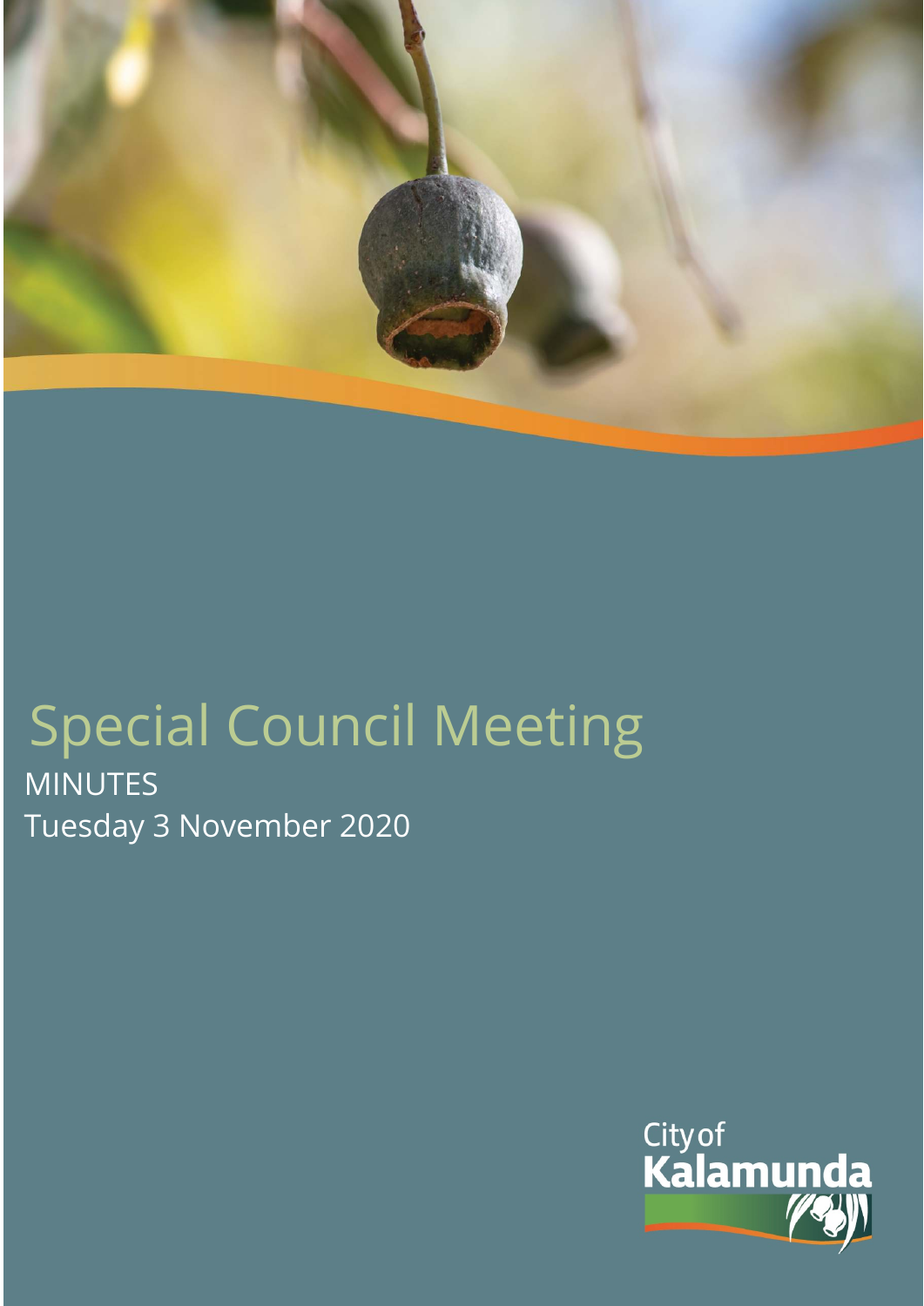# Special Council Meeting

MINUTES

Tuesday 3 November 2020

City of Kalamunda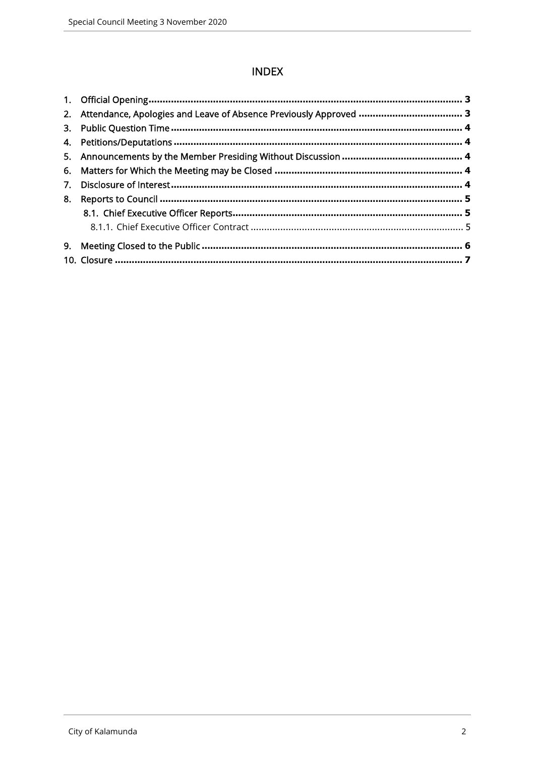# INDEX

1. Official Opening ........ 3
2. Attendance, Apologies and Leave of Absence Previously Approved ........ 3
3. Public Question Time ........ 4
4. Petitions/Deputations ........ 4
5. Announcements by the Member Presiding Without Discussion ........ 4
6. Matters for Which the Meeting may be Closed ........ 4
7. Disclosure of Interest ........ 4
8. Reports to Council ........ 5
   - 8.1. Chief Executive Officer Reports ........ 5
     - 8.1.1. Chief Executive Officer Contract ........ 5
9. Meeting Closed to the Public ........ 6
10. Closure ........ 7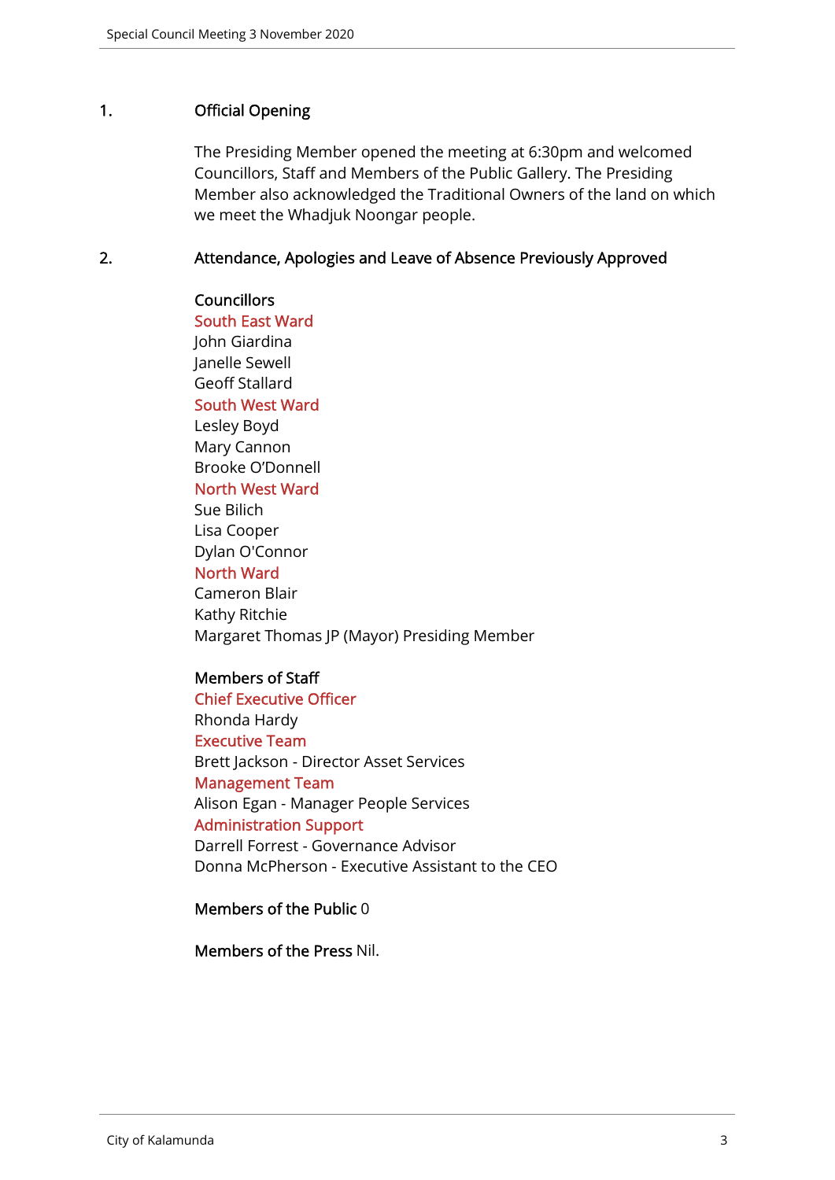## 1. Official Opening

The Presiding Member opened the meeting at 6:30pm and welcomed Councillors, Staff and Members of the Public Gallery. The Presiding Member also acknowledged the Traditional Owners of the land on which we meet the Whadjuk Noongar people.

## 2. Attendance, Apologies and Leave of Absence Previously Approved

**Councillors**

South East Ward
John Giardina
Janelle Sewell
Geoff Stallard

South West Ward
Lesley Boyd
Mary Cannon
Brooke O'Donnell

North West Ward
Sue Bilich
Lisa Cooper
Dylan O'Connor

North Ward
Cameron Blair
Kathy Ritchie
Margaret Thomas JP (Mayor) Presiding Member

**Members of Staff**

Chief Executive Officer
Rhonda Hardy

Executive Team
Brett Jackson - Director Asset Services

Management Team
Alison Egan - Manager People Services

Administration Support
Darrell Forrest - Governance Advisor
Donna McPherson - Executive Assistant to the CEO

**Members of the Public** 0

**Members of the Press** Nil.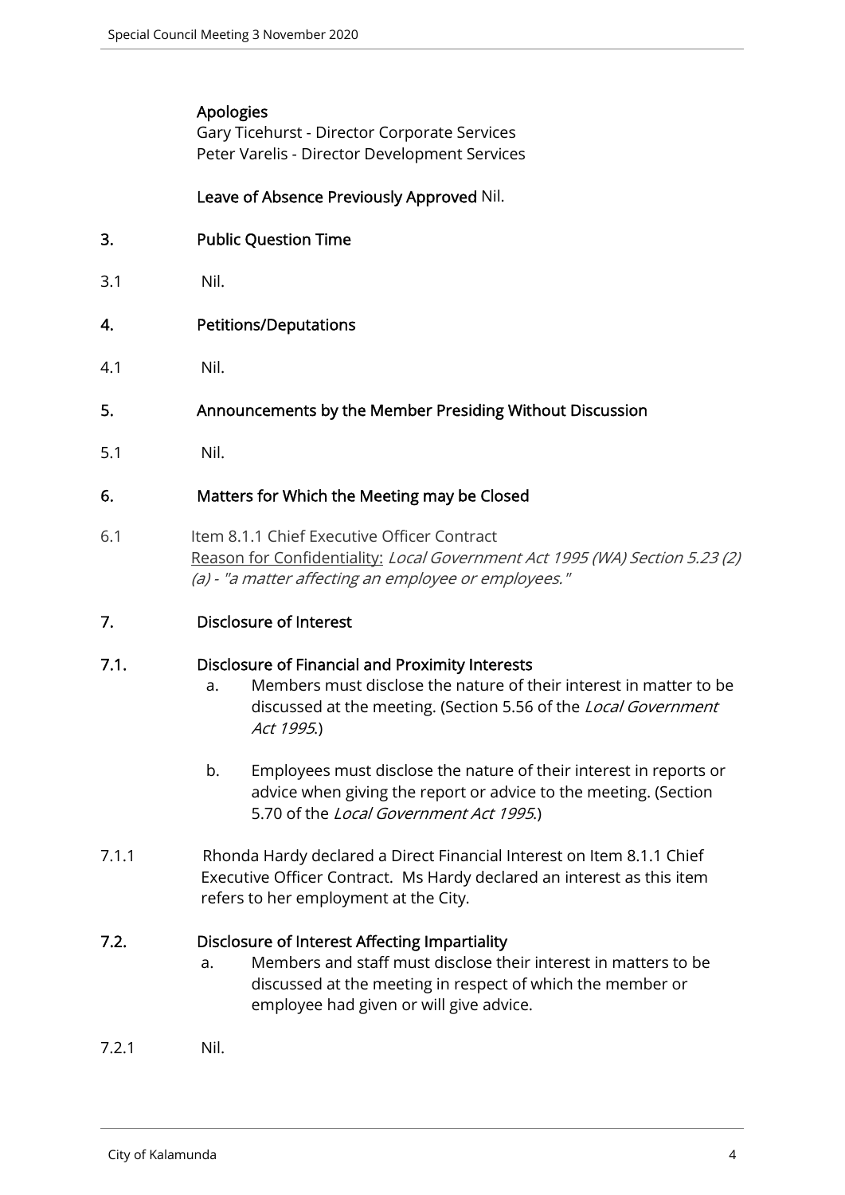**Apologies**
Gary Ticehurst - Director Corporate Services
Peter Varelis - Director Development Services

**Leave of Absence Previously Approved** Nil.

## 3. Public Question Time

3.1 Nil.

## 4. Petitions/Deputations

4.1 Nil.

## 5. Announcements by the Member Presiding Without Discussion

5.1 Nil.

## 6. Matters for Which the Meeting may be Closed

6.1 Item 8.1.1 Chief Executive Officer Contract
Reason for Confidentiality: *Local Government Act 1995 (WA) Section 5.23 (2) (a) - "a matter affecting an employee or employees."*

## 7. Disclosure of Interest

### 7.1. Disclosure of Financial and Proximity Interests

a. Members must disclose the nature of their interest in matter to be discussed at the meeting. (Section 5.56 of the *Local Government Act 1995*.)

b. Employees must disclose the nature of their interest in reports or advice when giving the report or advice to the meeting. (Section 5.70 of the *Local Government Act 1995*.)

7.1.1 Rhonda Hardy declared a Direct Financial Interest on Item 8.1.1 Chief Executive Officer Contract. Ms Hardy declared an interest as this item refers to her employment at the City.

### 7.2. Disclosure of Interest Affecting Impartiality

a. Members and staff must disclose their interest in matters to be discussed at the meeting in respect of which the member or employee had given or will give advice.

7.2.1 Nil.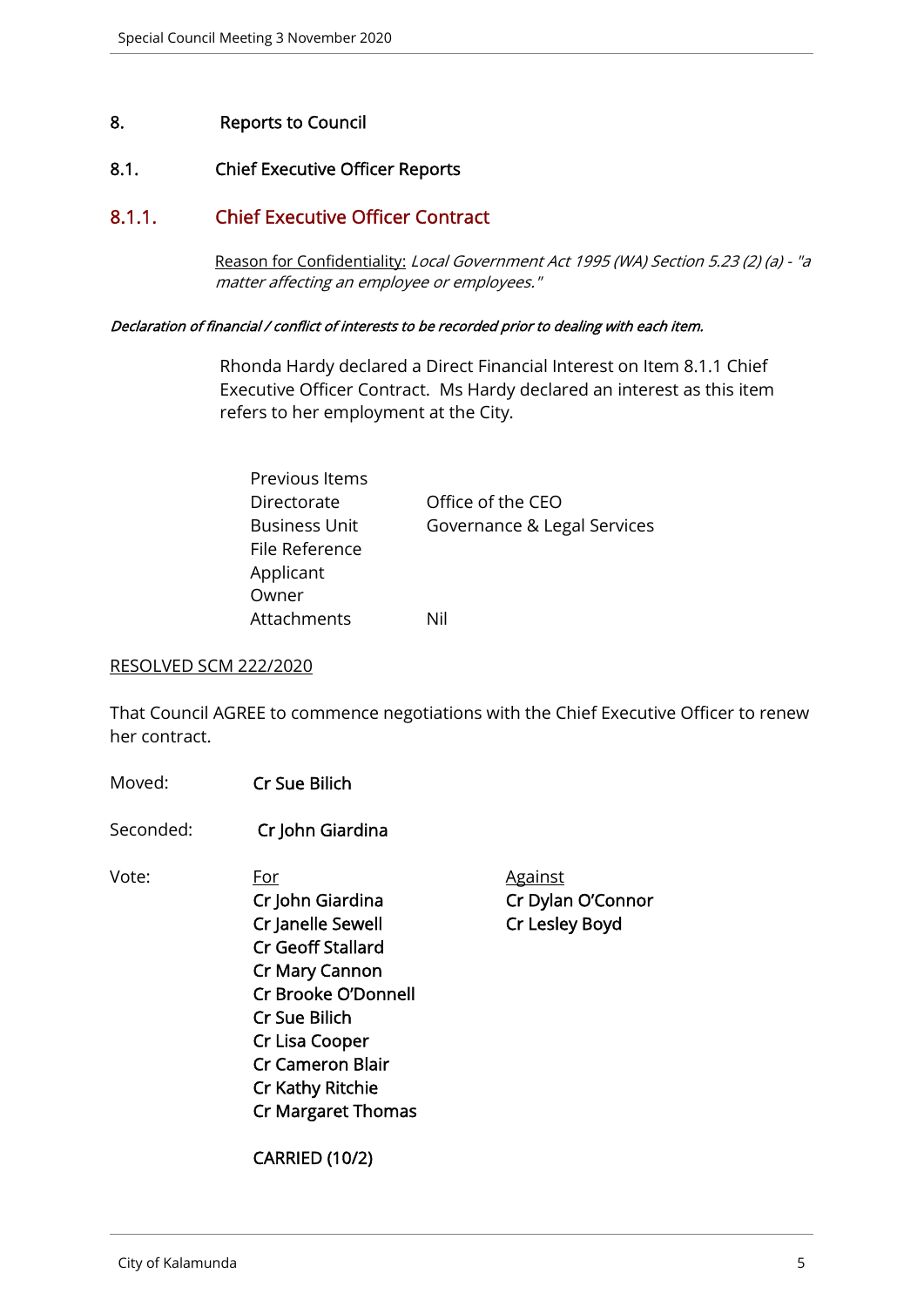# 8. Reports to Council

## 8.1. Chief Executive Officer Reports

### 8.1.1. Chief Executive Officer Contract

Reason for Confidentiality: *Local Government Act 1995 (WA) Section 5.23 (2) (a) - "a matter affecting an employee or employees."*

***Declaration of financial / conflict of interests to be recorded prior to dealing with each item.***

Rhonda Hardy declared a Direct Financial Interest on Item 8.1.1 Chief Executive Officer Contract. Ms Hardy declared an interest as this item refers to her employment at the City.

| | |
|---|---|
| Previous Items | |
| Directorate | Office of the CEO |
| Business Unit | Governance & Legal Services |
| File Reference | |
| Applicant | |
| Owner | |
| Attachments | Nil |

RESOLVED SCM 222/2020

That Council AGREE to commence negotiations with the Chief Executive Officer to renew her contract.

Moved: **Cr Sue Bilich**

Seconded: **Cr John Giardina**

Vote:

| For | Against |
|---|---|
| Cr John Giardina | Cr Dylan O'Connor |
| Cr Janelle Sewell | Cr Lesley Boyd |
| Cr Geoff Stallard | |
| Cr Mary Cannon | |
| Cr Brooke O'Donnell | |
| Cr Sue Bilich | |
| Cr Lisa Cooper | |
| Cr Cameron Blair | |
| Cr Kathy Ritchie | |
| Cr Margaret Thomas | |

**CARRIED (10/2)**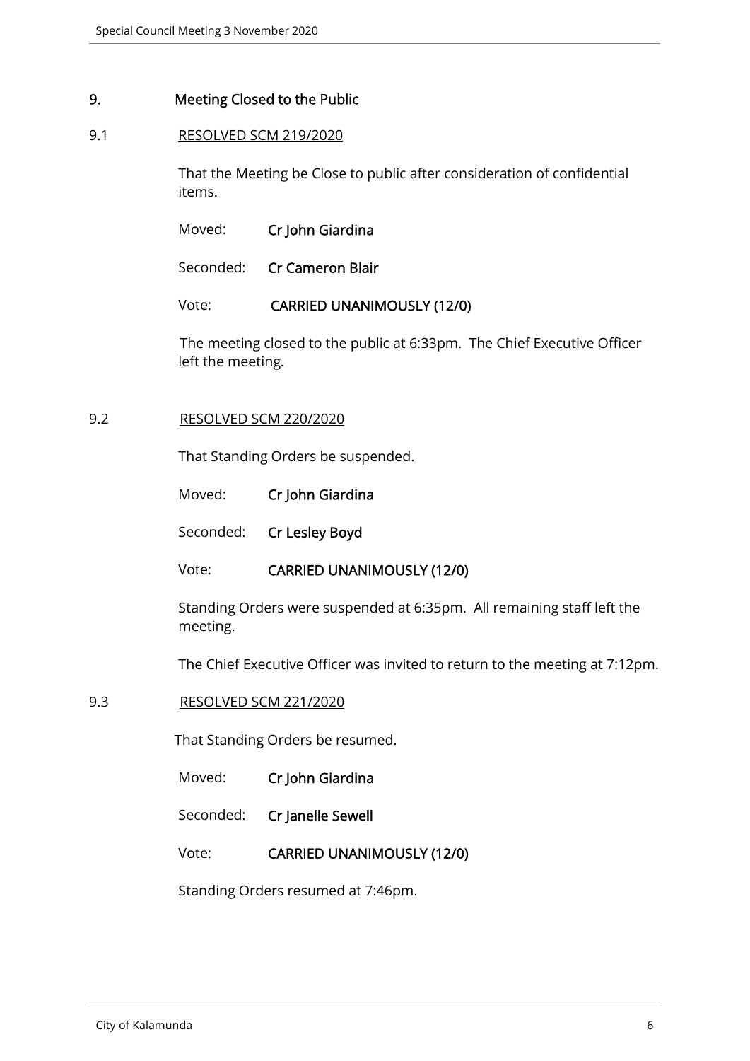## 9. Meeting Closed to the Public

### 9.1 RESOLVED SCM 219/2020

That the Meeting be Close to public after consideration of confidential items.

Moved: **Cr John Giardina**

Seconded: **Cr Cameron Blair**

Vote: **CARRIED UNANIMOUSLY (12/0)**

The meeting closed to the public at 6:33pm. The Chief Executive Officer left the meeting.

### 9.2 RESOLVED SCM 220/2020

That Standing Orders be suspended.

Moved: **Cr John Giardina**

Seconded: **Cr Lesley Boyd**

Vote: **CARRIED UNANIMOUSLY (12/0)**

Standing Orders were suspended at 6:35pm. All remaining staff left the meeting.

The Chief Executive Officer was invited to return to the meeting at 7:12pm.

### 9.3 RESOLVED SCM 221/2020

That Standing Orders be resumed.

Moved: **Cr John Giardina**

Seconded: **Cr Janelle Sewell**

Vote: **CARRIED UNANIMOUSLY (12/0)**

Standing Orders resumed at 7:46pm.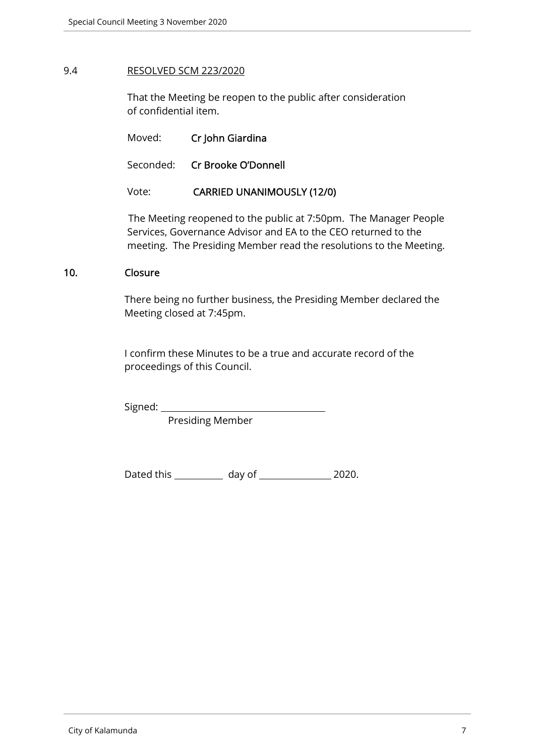9.4 RESOLVED SCM 223/2020

That the Meeting be reopen to the public after consideration of confidential item.

Moved: **Cr John Giardina**

Seconded: **Cr Brooke O'Donnell**

Vote: **CARRIED UNANIMOUSLY (12/0)**

The Meeting reopened to the public at 7:50pm. The Manager People Services, Governance Advisor and EA to the CEO returned to the meeting. The Presiding Member read the resolutions to the Meeting.

## 10. Closure

There being no further business, the Presiding Member declared the Meeting closed at 7:45pm.

I confirm these Minutes to be a true and accurate record of the proceedings of this Council.

Signed: ________________________________

Presiding Member

Dated this __________ day of _______________ 2020.